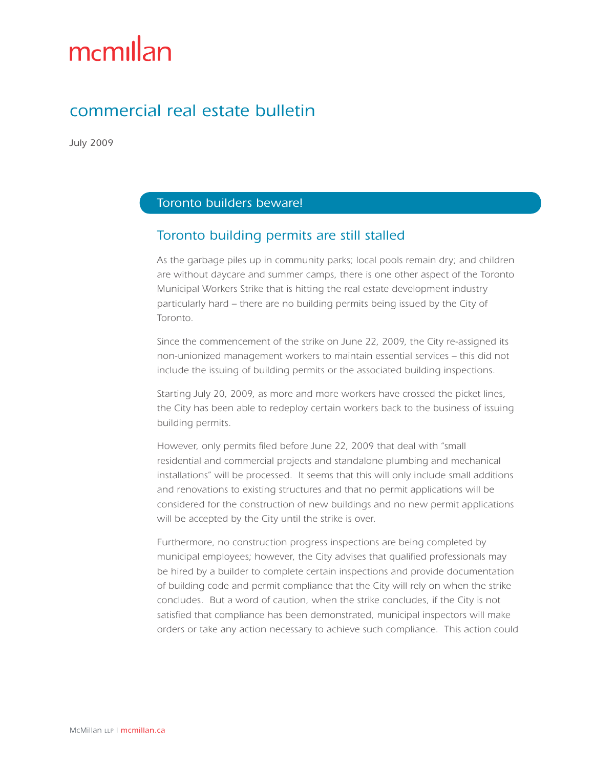mcmillan

# commercial real estate bulletin

July 2009

## Toronto builders beware!

### Toronto building permits are still stalled

As the garbage piles up in community parks; local pools remain dry; and children are without daycare and summer camps, there is one other aspect of the Toronto Municipal Workers Strike that is hitting the real estate development industry particularly hard – there are no building permits being issued by the City of Toronto.

Since the commencement of the strike on June 22, 2009, the City re-assigned its non-unionized management workers to maintain essential services – this did not include the issuing of building permits or the associated building inspections.

Starting July 20, 2009, as more and more workers have crossed the picket lines, the City has been able to redeploy certain workers back to the business of issuing building permits.

However, only permits filed before June 22, 2009 that deal with "small residential and commercial projects and standalone plumbing and mechanical installations" will be processed. It seems that this will only include small additions and renovations to existing structures and that no permit applications will be considered for the construction of new buildings and no new permit applications will be accepted by the City until the strike is over.

Furthermore, no construction progress inspections are being completed by municipal employees; however, the City advises that qualified professionals may be hired by a builder to complete certain inspections and provide documentation of building code and permit compliance that the City will rely on when the strike concludes. But a word of caution, when the strike concludes, if the City is not satisfied that compliance has been demonstrated, municipal inspectors will make orders or take any action necessary to achieve such compliance. This action could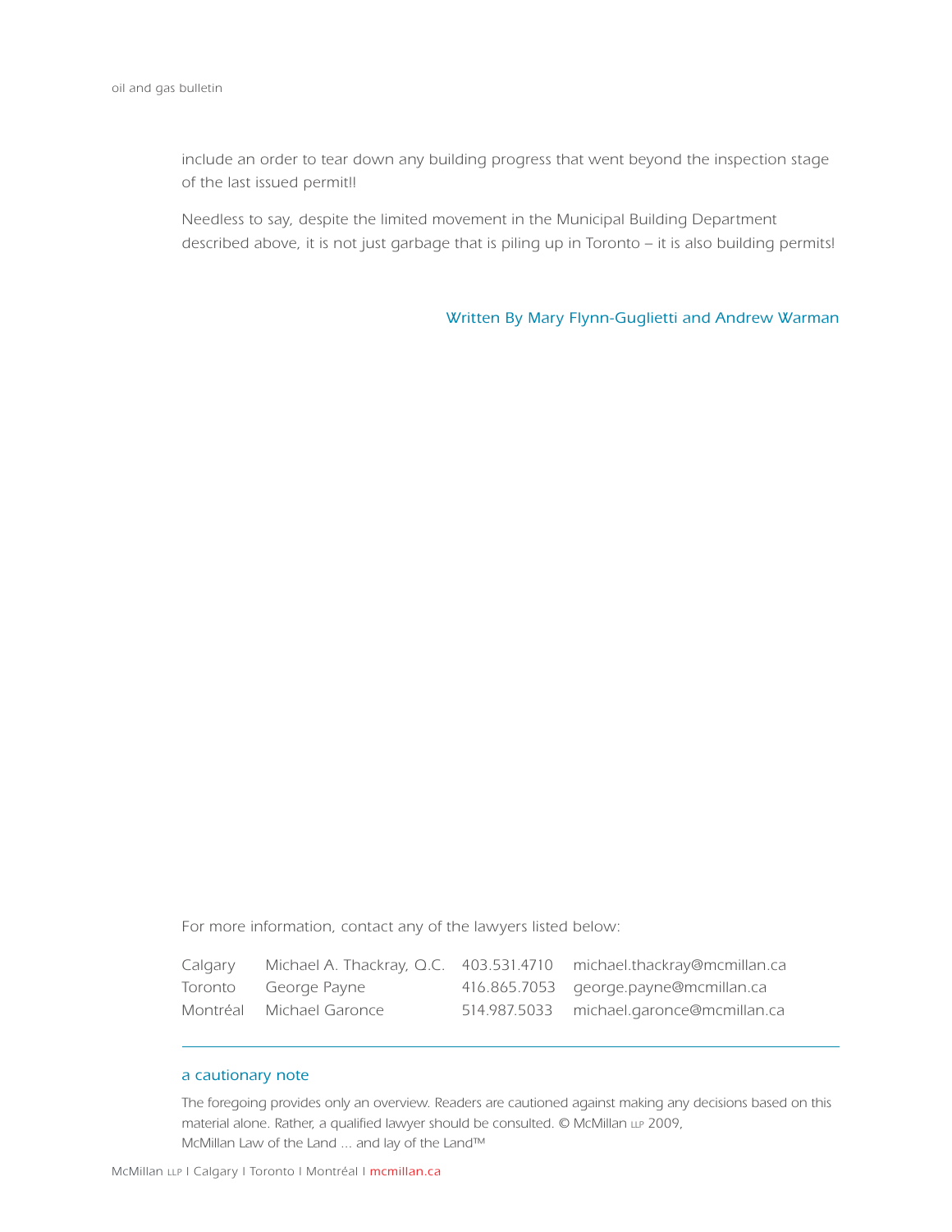include an order to tear down any building progress that went beyond the inspection stage of the last issued permit!!

Needless to say, despite the limited movement in the Municipal Building Department described above, it is not just garbage that is piling up in Toronto – it is also building permits!

Written By Mary Flynn-Guglietti and Andrew Warman

For more information, contact any of the lawyers listed below:

| | | | |
|---|---|---|---|
| Calgary | Michael A. Thackray, Q.C. | 403.531.4710 | michael.thackray@mcmillan.ca |
| Toronto | George Payne | 416.865.7053 | george.payne@mcmillan.ca |
| Montréal | Michael Garonce | 514.987.5033 | michael.garonce@mcmillan.ca |

## a cautionary note

The foregoing provides only an overview. Readers are cautioned against making any decisions based on this material alone. Rather, a qualified lawyer should be consulted. © McMillan LLP 2009, McMillan Law of the Land ... and lay of the Land™